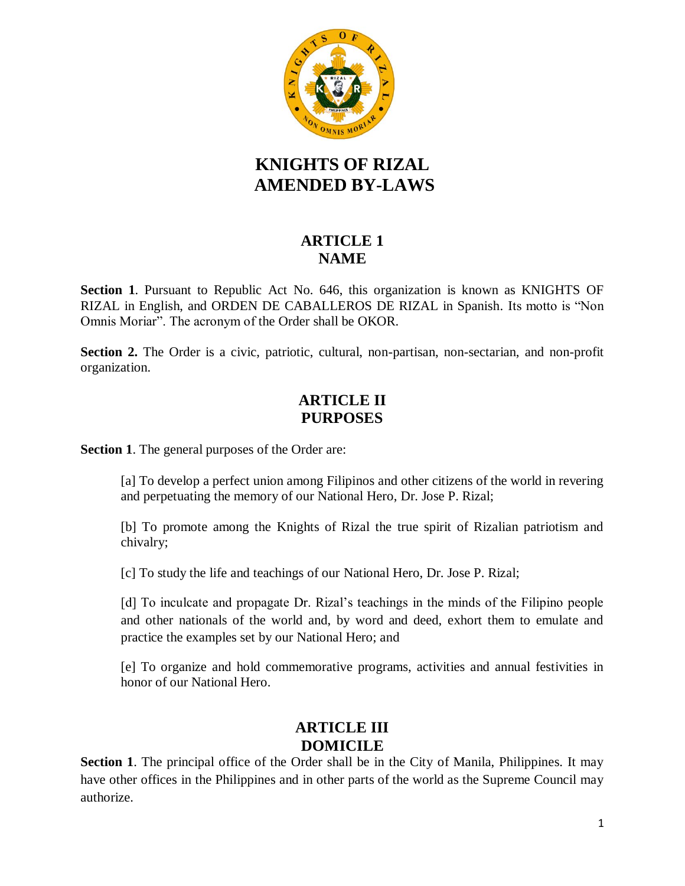# KNIGHTS OF RIZAL
# AMENDED BY-LAWS

## ARTICLE 1
## NAME

**Section 1**. Pursuant to Republic Act No. 646, this organization is known as KNIGHTS OF RIZAL in English, and ORDEN DE CABALLEROS DE RIZAL in Spanish. Its motto is “Non Omnis Moriar”. The acronym of the Order shall be OKOR.

**Section 2.** The Order is a civic, patriotic, cultural, non-partisan, non-sectarian, and non-profit organization.

## ARTICLE II
## PURPOSES

**Section 1**. The general purposes of the Order are:

[a] To develop a perfect union among Filipinos and other citizens of the world in revering and perpetuating the memory of our National Hero, Dr. Jose P. Rizal;

[b] To promote among the Knights of Rizal the true spirit of Rizalian patriotism and chivalry;

[c] To study the life and teachings of our National Hero, Dr. Jose P. Rizal;

[d] To inculcate and propagate Dr. Rizal’s teachings in the minds of the Filipino people and other nationals of the world and, by word and deed, exhort them to emulate and practice the examples set by our National Hero; and

[e] To organize and hold commemorative programs, activities and annual festivities in honor of our National Hero.

## ARTICLE III
## DOMICILE

**Section 1**. The principal office of the Order shall be in the City of Manila, Philippines. It may have other offices in the Philippines and in other parts of the world as the Supreme Council may authorize.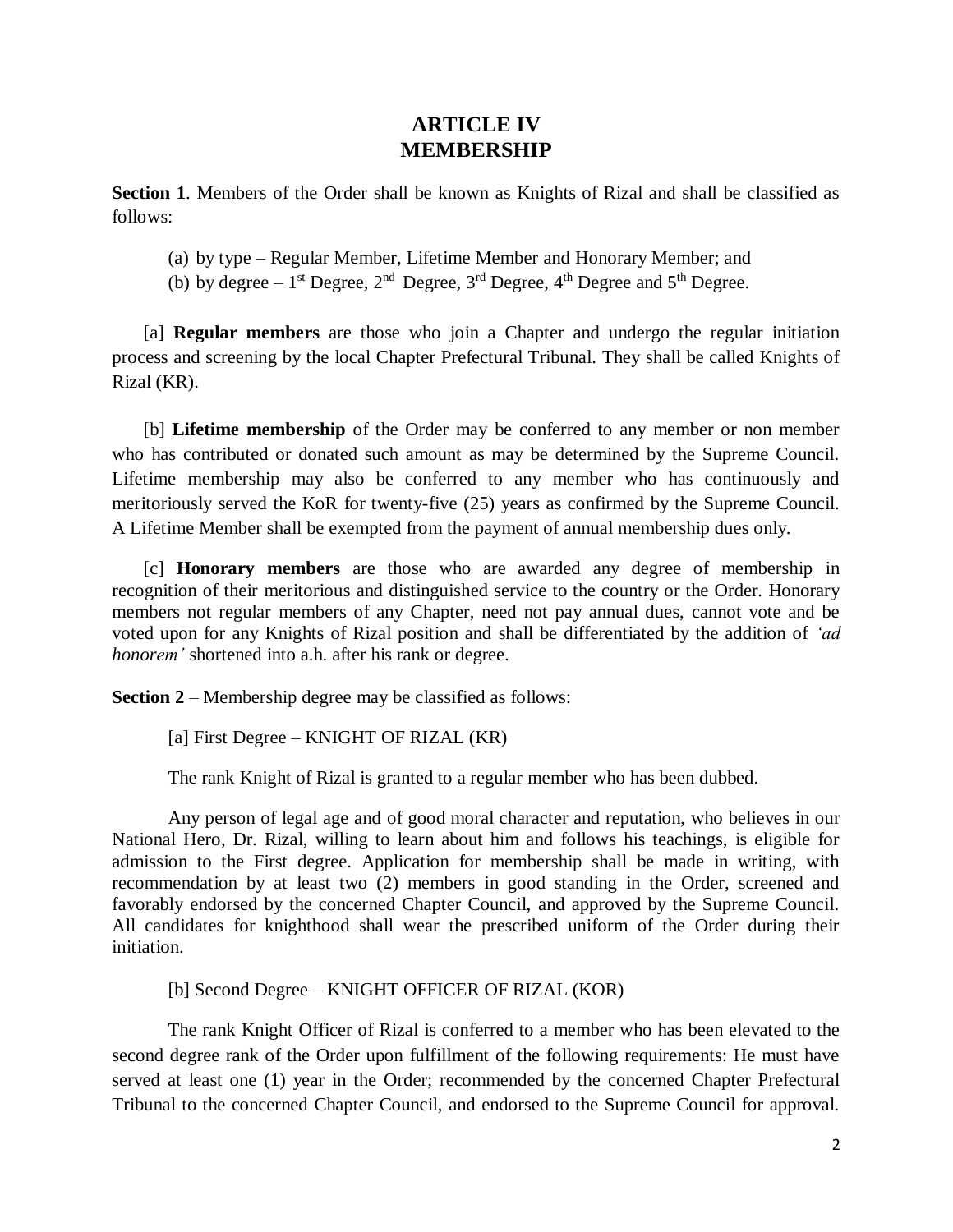# ARTICLE IV
# MEMBERSHIP

**Section 1**. Members of the Order shall be known as Knights of Rizal and shall be classified as follows:

(a) by type – Regular Member, Lifetime Member and Honorary Member; and
(b) by degree – 1st Degree, 2nd Degree, 3rd Degree, 4th Degree and 5th Degree.

[a] **Regular members** are those who join a Chapter and undergo the regular initiation process and screening by the local Chapter Prefectural Tribunal. They shall be called Knights of Rizal (KR).

[b] **Lifetime membership** of the Order may be conferred to any member or non member who has contributed or donated such amount as may be determined by the Supreme Council. Lifetime membership may also be conferred to any member who has continuously and meritoriously served the KoR for twenty-five (25) years as confirmed by the Supreme Council. A Lifetime Member shall be exempted from the payment of annual membership dues only.

[c] **Honorary members** are those who are awarded any degree of membership in recognition of their meritorious and distinguished service to the country or the Order. Honorary members not regular members of any Chapter, need not pay annual dues, cannot vote and be voted upon for any Knights of Rizal position and shall be differentiated by the addition of *'ad honorem'* shortened into a.h. after his rank or degree.

**Section 2** – Membership degree may be classified as follows:

[a] First Degree – KNIGHT OF RIZAL (KR)

The rank Knight of Rizal is granted to a regular member who has been dubbed.

Any person of legal age and of good moral character and reputation, who believes in our National Hero, Dr. Rizal, willing to learn about him and follows his teachings, is eligible for admission to the First degree. Application for membership shall be made in writing, with recommendation by at least two (2) members in good standing in the Order, screened and favorably endorsed by the concerned Chapter Council, and approved by the Supreme Council. All candidates for knighthood shall wear the prescribed uniform of the Order during their initiation.

[b] Second Degree – KNIGHT OFFICER OF RIZAL (KOR)

The rank Knight Officer of Rizal is conferred to a member who has been elevated to the second degree rank of the Order upon fulfillment of the following requirements: He must have served at least one (1) year in the Order; recommended by the concerned Chapter Prefectural Tribunal to the concerned Chapter Council, and endorsed to the Supreme Council for approval.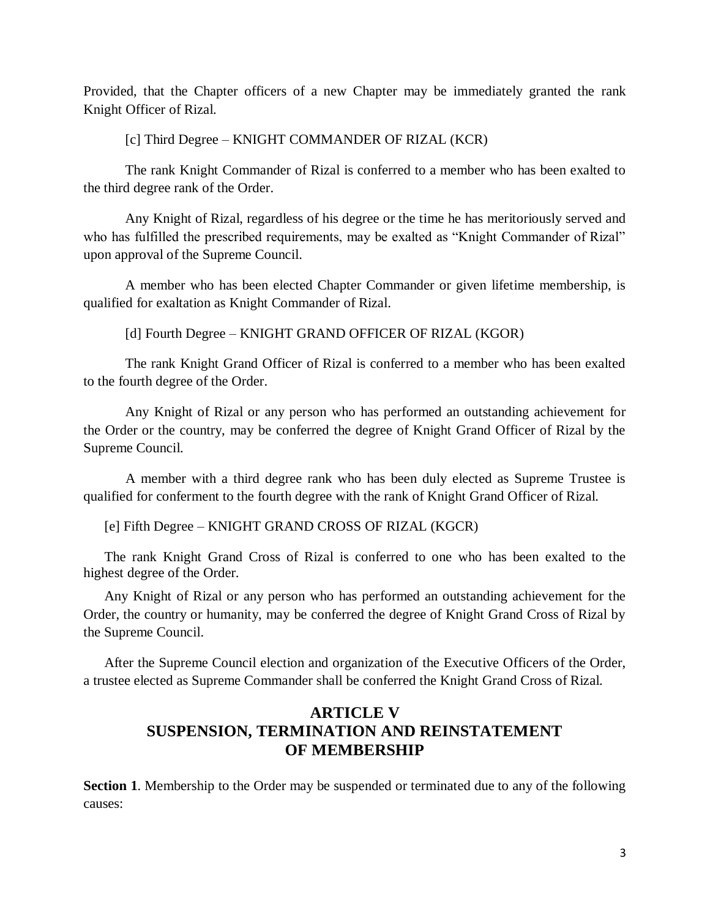Provided, that the Chapter officers of a new Chapter may be immediately granted the rank Knight Officer of Rizal.

[c] Third Degree – KNIGHT COMMANDER OF RIZAL (KCR)

The rank Knight Commander of Rizal is conferred to a member who has been exalted to the third degree rank of the Order.

Any Knight of Rizal, regardless of his degree or the time he has meritoriously served and who has fulfilled the prescribed requirements, may be exalted as "Knight Commander of Rizal" upon approval of the Supreme Council.

A member who has been elected Chapter Commander or given lifetime membership, is qualified for exaltation as Knight Commander of Rizal.

[d] Fourth Degree – KNIGHT GRAND OFFICER OF RIZAL (KGOR)

The rank Knight Grand Officer of Rizal is conferred to a member who has been exalted to the fourth degree of the Order.

Any Knight of Rizal or any person who has performed an outstanding achievement for the Order or the country, may be conferred the degree of Knight Grand Officer of Rizal by the Supreme Council.

A member with a third degree rank who has been duly elected as Supreme Trustee is qualified for conferment to the fourth degree with the rank of Knight Grand Officer of Rizal.

[e] Fifth Degree – KNIGHT GRAND CROSS OF RIZAL (KGCR)

The rank Knight Grand Cross of Rizal is conferred to one who has been exalted to the highest degree of the Order.

Any Knight of Rizal or any person who has performed an outstanding achievement for the Order, the country or humanity, may be conferred the degree of Knight Grand Cross of Rizal by the Supreme Council.

After the Supreme Council election and organization of the Executive Officers of the Order, a trustee elected as Supreme Commander shall be conferred the Knight Grand Cross of Rizal.

## ARTICLE V
## SUSPENSION, TERMINATION AND REINSTATEMENT OF MEMBERSHIP

**Section 1**. Membership to the Order may be suspended or terminated due to any of the following causes: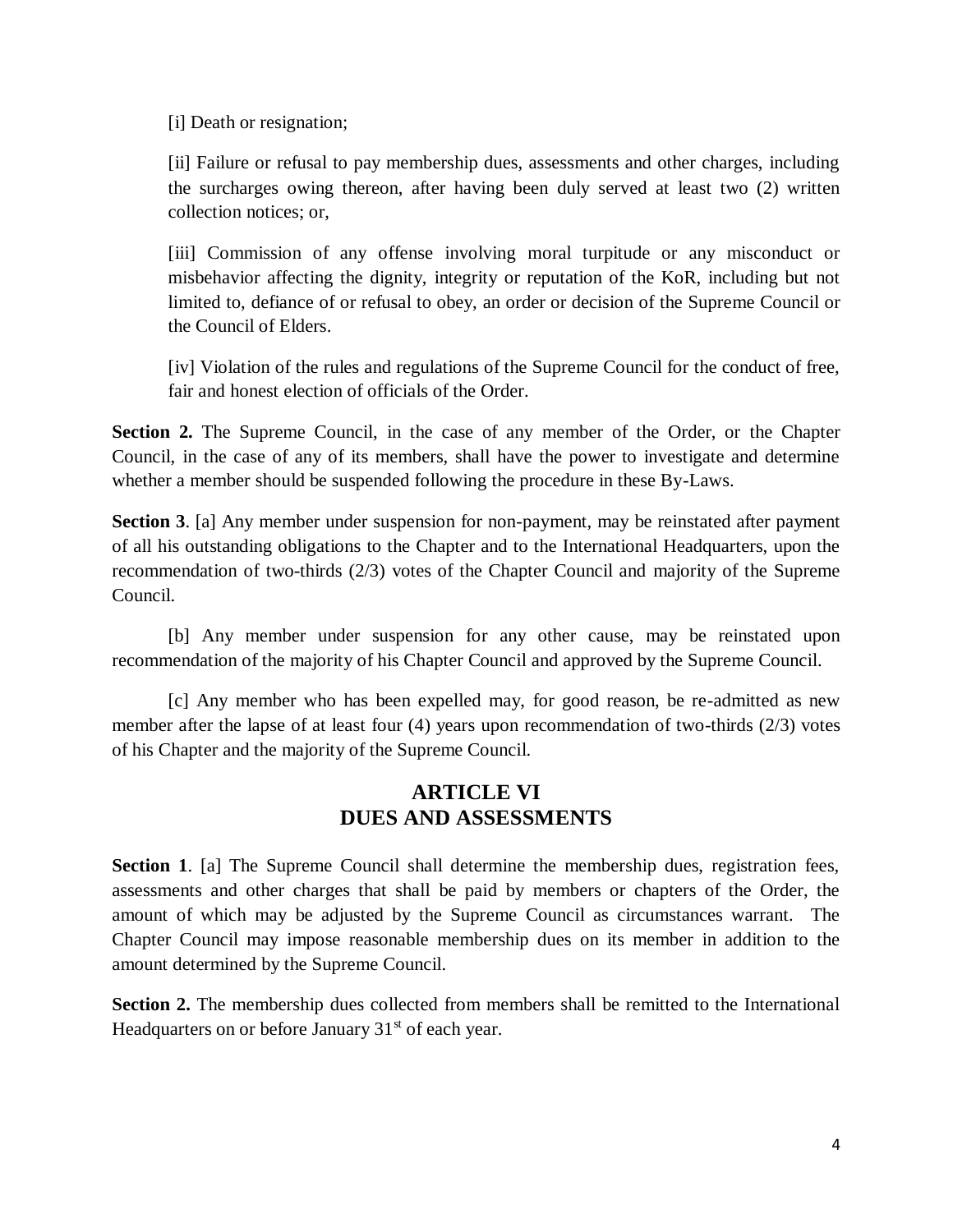[i] Death or resignation;

[ii] Failure or refusal to pay membership dues, assessments and other charges, including the surcharges owing thereon, after having been duly served at least two (2) written collection notices; or,

[iii] Commission of any offense involving moral turpitude or any misconduct or misbehavior affecting the dignity, integrity or reputation of the KoR, including but not limited to, defiance of or refusal to obey, an order or decision of the Supreme Council or the Council of Elders.

[iv] Violation of the rules and regulations of the Supreme Council for the conduct of free, fair and honest election of officials of the Order.

**Section 2.** The Supreme Council, in the case of any member of the Order, or the Chapter Council, in the case of any of its members, shall have the power to investigate and determine whether a member should be suspended following the procedure in these By-Laws.

**Section 3**. [a] Any member under suspension for non-payment, may be reinstated after payment of all his outstanding obligations to the Chapter and to the International Headquarters, upon the recommendation of two-thirds (2/3) votes of the Chapter Council and majority of the Supreme Council.

[b] Any member under suspension for any other cause, may be reinstated upon recommendation of the majority of his Chapter Council and approved by the Supreme Council.

[c] Any member who has been expelled may, for good reason, be re-admitted as new member after the lapse of at least four (4) years upon recommendation of two-thirds (2/3) votes of his Chapter and the majority of the Supreme Council.

## ARTICLE VI
## DUES AND ASSESSMENTS

**Section 1**. [a] The Supreme Council shall determine the membership dues, registration fees, assessments and other charges that shall be paid by members or chapters of the Order, the amount of which may be adjusted by the Supreme Council as circumstances warrant. The Chapter Council may impose reasonable membership dues on its member in addition to the amount determined by the Supreme Council.

**Section 2.** The membership dues collected from members shall be remitted to the International Headquarters on or before January 31st of each year.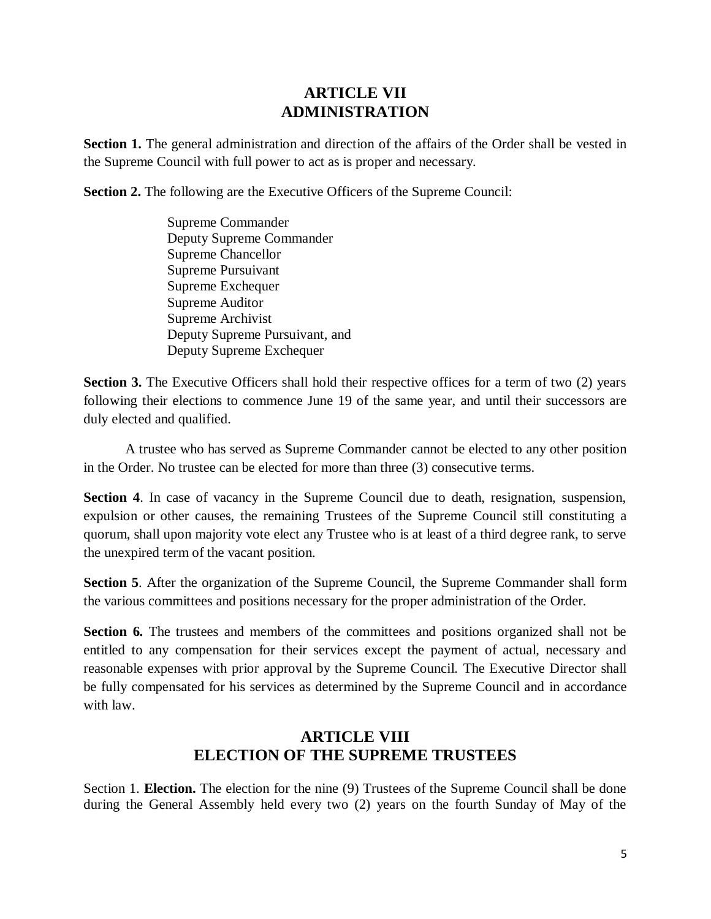## ARTICLE VII
## ADMINISTRATION

**Section 1.** The general administration and direction of the affairs of the Order shall be vested in the Supreme Council with full power to act as is proper and necessary.

**Section 2.** The following are the Executive Officers of the Supreme Council:

> Supreme Commander
> Deputy Supreme Commander
> Supreme Chancellor
> Supreme Pursuivant
> Supreme Exchequer
> Supreme Auditor
> Supreme Archivist
> Deputy Supreme Pursuivant, and
> Deputy Supreme Exchequer

**Section 3.** The Executive Officers shall hold their respective offices for a term of two (2) years following their elections to commence June 19 of the same year, and until their successors are duly elected and qualified.

A trustee who has served as Supreme Commander cannot be elected to any other position in the Order. No trustee can be elected for more than three (3) consecutive terms.

**Section 4**. In case of vacancy in the Supreme Council due to death, resignation, suspension, expulsion or other causes, the remaining Trustees of the Supreme Council still constituting a quorum, shall upon majority vote elect any Trustee who is at least of a third degree rank, to serve the unexpired term of the vacant position.

**Section 5**. After the organization of the Supreme Council, the Supreme Commander shall form the various committees and positions necessary for the proper administration of the Order.

**Section 6.** The trustees and members of the committees and positions organized shall not be entitled to any compensation for their services except the payment of actual, necessary and reasonable expenses with prior approval by the Supreme Council. The Executive Director shall be fully compensated for his services as determined by the Supreme Council and in accordance with law.

## ARTICLE VIII
## ELECTION OF THE SUPREME TRUSTEES

Section 1. **Election.** The election for the nine (9) Trustees of the Supreme Council shall be done during the General Assembly held every two (2) years on the fourth Sunday of May of the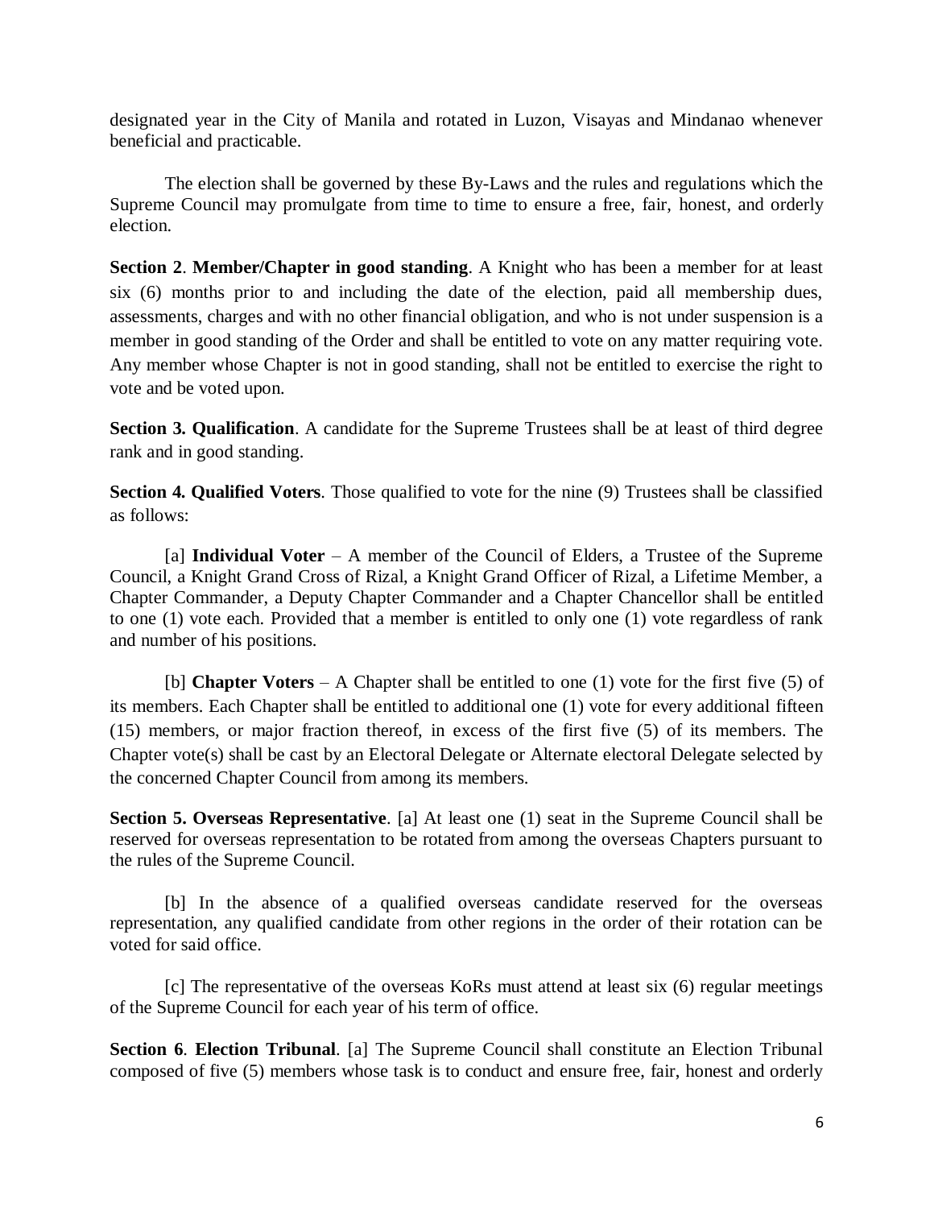designated year in the City of Manila and rotated in Luzon, Visayas and Mindanao whenever beneficial and practicable.

The election shall be governed by these By-Laws and the rules and regulations which the Supreme Council may promulgate from time to time to ensure a free, fair, honest, and orderly election.

**Section 2**. **Member/Chapter in good standing**. A Knight who has been a member for at least six (6) months prior to and including the date of the election, paid all membership dues, assessments, charges and with no other financial obligation, and who is not under suspension is a member in good standing of the Order and shall be entitled to vote on any matter requiring vote. Any member whose Chapter is not in good standing, shall not be entitled to exercise the right to vote and be voted upon.

**Section 3. Qualification**. A candidate for the Supreme Trustees shall be at least of third degree rank and in good standing.

**Section 4. Qualified Voters**. Those qualified to vote for the nine (9) Trustees shall be classified as follows:

[a] **Individual Voter** – A member of the Council of Elders, a Trustee of the Supreme Council, a Knight Grand Cross of Rizal, a Knight Grand Officer of Rizal, a Lifetime Member, a Chapter Commander, a Deputy Chapter Commander and a Chapter Chancellor shall be entitled to one (1) vote each. Provided that a member is entitled to only one (1) vote regardless of rank and number of his positions.

[b] **Chapter Voters** – A Chapter shall be entitled to one (1) vote for the first five (5) of its members. Each Chapter shall be entitled to additional one (1) vote for every additional fifteen (15) members, or major fraction thereof, in excess of the first five (5) of its members. The Chapter vote(s) shall be cast by an Electoral Delegate or Alternate electoral Delegate selected by the concerned Chapter Council from among its members.

**Section 5. Overseas Representative**. [a] At least one (1) seat in the Supreme Council shall be reserved for overseas representation to be rotated from among the overseas Chapters pursuant to the rules of the Supreme Council.

[b] In the absence of a qualified overseas candidate reserved for the overseas representation, any qualified candidate from other regions in the order of their rotation can be voted for said office.

[c] The representative of the overseas KoRs must attend at least six (6) regular meetings of the Supreme Council for each year of his term of office.

**Section 6**. **Election Tribunal**. [a] The Supreme Council shall constitute an Election Tribunal composed of five (5) members whose task is to conduct and ensure free, fair, honest and orderly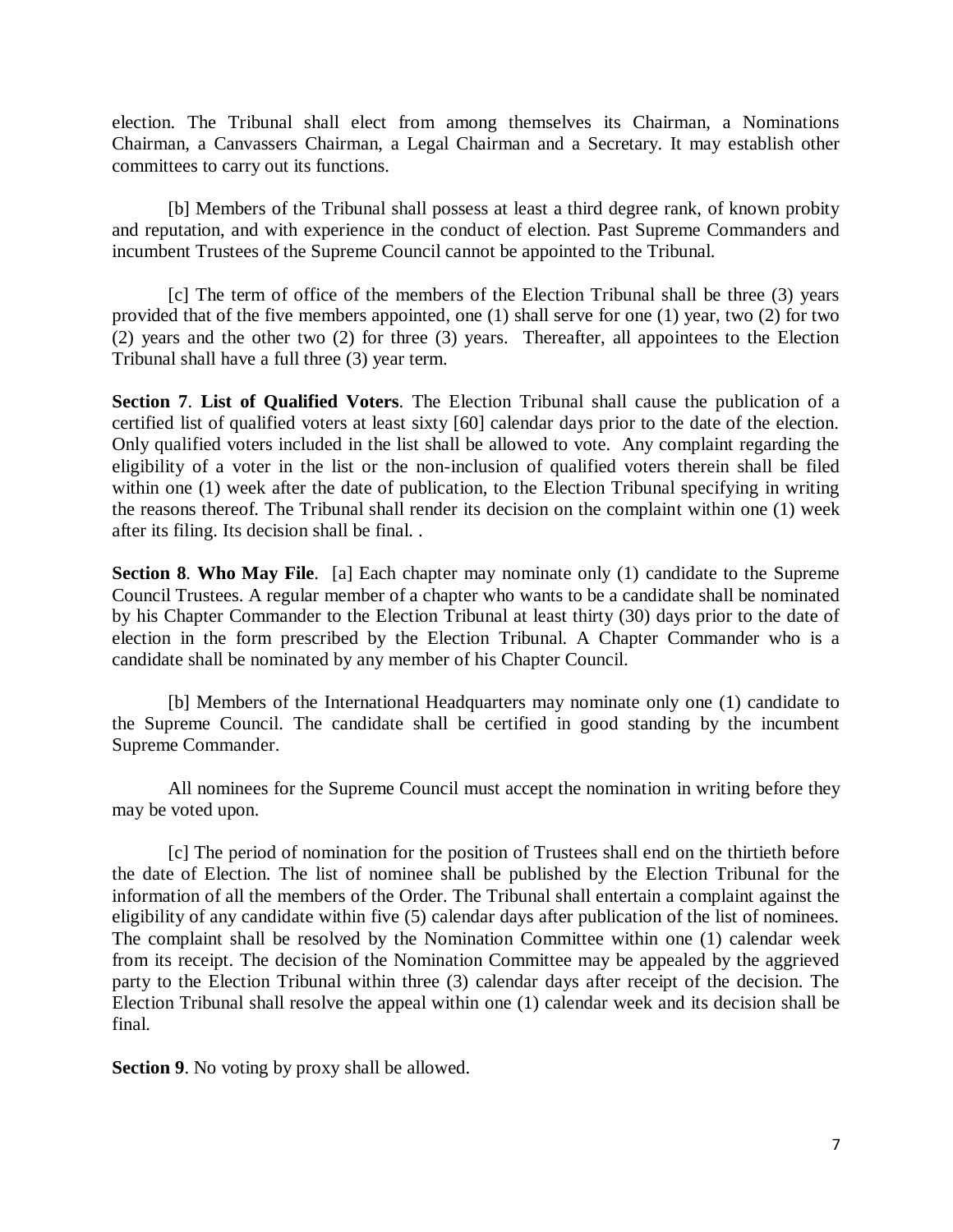election. The Tribunal shall elect from among themselves its Chairman, a Nominations Chairman, a Canvassers Chairman, a Legal Chairman and a Secretary. It may establish other committees to carry out its functions.

[b] Members of the Tribunal shall possess at least a third degree rank, of known probity and reputation, and with experience in the conduct of election. Past Supreme Commanders and incumbent Trustees of the Supreme Council cannot be appointed to the Tribunal.

[c] The term of office of the members of the Election Tribunal shall be three (3) years provided that of the five members appointed, one (1) shall serve for one (1) year, two (2) for two (2) years and the other two (2) for three (3) years. Thereafter, all appointees to the Election Tribunal shall have a full three (3) year term.

**Section 7**. **List of Qualified Voters**. The Election Tribunal shall cause the publication of a certified list of qualified voters at least sixty [60] calendar days prior to the date of the election. Only qualified voters included in the list shall be allowed to vote. Any complaint regarding the eligibility of a voter in the list or the non-inclusion of qualified voters therein shall be filed within one (1) week after the date of publication, to the Election Tribunal specifying in writing the reasons thereof. The Tribunal shall render its decision on the complaint within one (1) week after its filing. Its decision shall be final. .

**Section 8**. **Who May File**. [a] Each chapter may nominate only (1) candidate to the Supreme Council Trustees. A regular member of a chapter who wants to be a candidate shall be nominated by his Chapter Commander to the Election Tribunal at least thirty (30) days prior to the date of election in the form prescribed by the Election Tribunal. A Chapter Commander who is a candidate shall be nominated by any member of his Chapter Council.

[b] Members of the International Headquarters may nominate only one (1) candidate to the Supreme Council. The candidate shall be certified in good standing by the incumbent Supreme Commander.

All nominees for the Supreme Council must accept the nomination in writing before they may be voted upon.

[c] The period of nomination for the position of Trustees shall end on the thirtieth before the date of Election. The list of nominee shall be published by the Election Tribunal for the information of all the members of the Order. The Tribunal shall entertain a complaint against the eligibility of any candidate within five (5) calendar days after publication of the list of nominees. The complaint shall be resolved by the Nomination Committee within one (1) calendar week from its receipt. The decision of the Nomination Committee may be appealed by the aggrieved party to the Election Tribunal within three (3) calendar days after receipt of the decision. The Election Tribunal shall resolve the appeal within one (1) calendar week and its decision shall be final.

**Section 9**. No voting by proxy shall be allowed.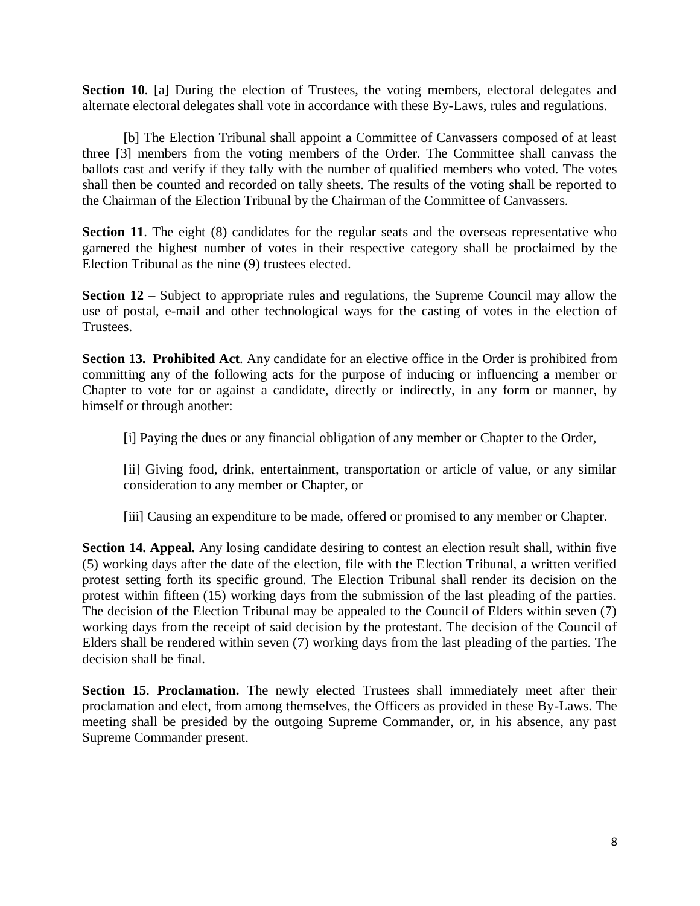**Section 10**. [a] During the election of Trustees, the voting members, electoral delegates and alternate electoral delegates shall vote in accordance with these By-Laws, rules and regulations.

[b] The Election Tribunal shall appoint a Committee of Canvassers composed of at least three [3] members from the voting members of the Order. The Committee shall canvass the ballots cast and verify if they tally with the number of qualified members who voted. The votes shall then be counted and recorded on tally sheets. The results of the voting shall be reported to the Chairman of the Election Tribunal by the Chairman of the Committee of Canvassers.

**Section 11**. The eight (8) candidates for the regular seats and the overseas representative who garnered the highest number of votes in their respective category shall be proclaimed by the Election Tribunal as the nine (9) trustees elected.

**Section 12** – Subject to appropriate rules and regulations, the Supreme Council may allow the use of postal, e-mail and other technological ways for the casting of votes in the election of Trustees.

**Section 13. Prohibited Act**. Any candidate for an elective office in the Order is prohibited from committing any of the following acts for the purpose of inducing or influencing a member or Chapter to vote for or against a candidate, directly or indirectly, in any form or manner, by himself or through another:

[i] Paying the dues or any financial obligation of any member or Chapter to the Order,

[ii] Giving food, drink, entertainment, transportation or article of value, or any similar consideration to any member or Chapter, or

[iii] Causing an expenditure to be made, offered or promised to any member or Chapter.

**Section 14. Appeal.** Any losing candidate desiring to contest an election result shall, within five (5) working days after the date of the election, file with the Election Tribunal, a written verified protest setting forth its specific ground. The Election Tribunal shall render its decision on the protest within fifteen (15) working days from the submission of the last pleading of the parties. The decision of the Election Tribunal may be appealed to the Council of Elders within seven (7) working days from the receipt of said decision by the protestant. The decision of the Council of Elders shall be rendered within seven (7) working days from the last pleading of the parties. The decision shall be final.

**Section 15**. **Proclamation.** The newly elected Trustees shall immediately meet after their proclamation and elect, from among themselves, the Officers as provided in these By-Laws. The meeting shall be presided by the outgoing Supreme Commander, or, in his absence, any past Supreme Commander present.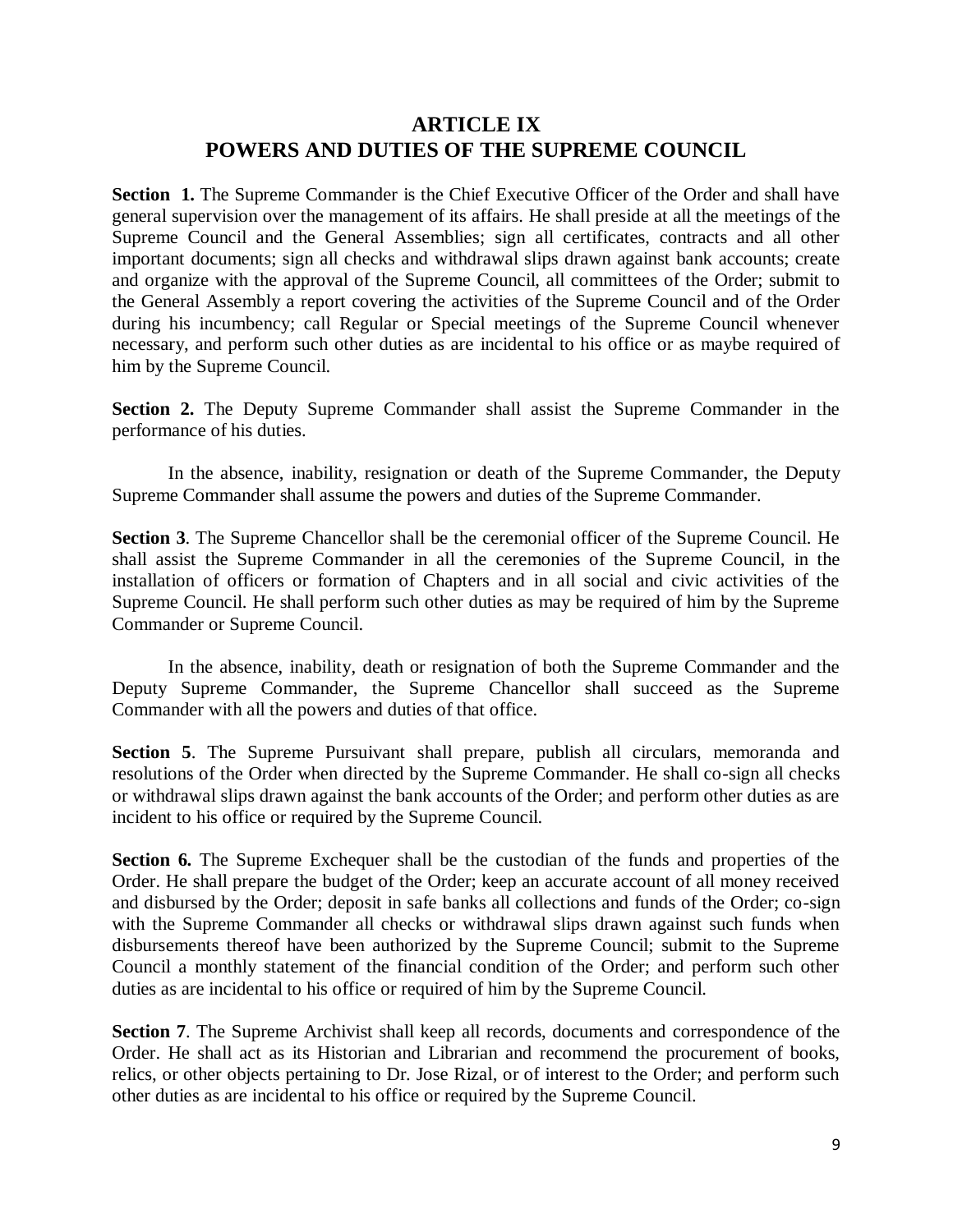# ARTICLE IX
# POWERS AND DUTIES OF THE SUPREME COUNCIL

**Section 1.** The Supreme Commander is the Chief Executive Officer of the Order and shall have general supervision over the management of its affairs. He shall preside at all the meetings of the Supreme Council and the General Assemblies; sign all certificates, contracts and all other important documents; sign all checks and withdrawal slips drawn against bank accounts; create and organize with the approval of the Supreme Council, all committees of the Order; submit to the General Assembly a report covering the activities of the Supreme Council and of the Order during his incumbency; call Regular or Special meetings of the Supreme Council whenever necessary, and perform such other duties as are incidental to his office or as maybe required of him by the Supreme Council.

**Section 2.** The Deputy Supreme Commander shall assist the Supreme Commander in the performance of his duties.

In the absence, inability, resignation or death of the Supreme Commander, the Deputy Supreme Commander shall assume the powers and duties of the Supreme Commander.

**Section 3**. The Supreme Chancellor shall be the ceremonial officer of the Supreme Council. He shall assist the Supreme Commander in all the ceremonies of the Supreme Council, in the installation of officers or formation of Chapters and in all social and civic activities of the Supreme Council. He shall perform such other duties as may be required of him by the Supreme Commander or Supreme Council.

In the absence, inability, death or resignation of both the Supreme Commander and the Deputy Supreme Commander, the Supreme Chancellor shall succeed as the Supreme Commander with all the powers and duties of that office.

**Section 5**. The Supreme Pursuivant shall prepare, publish all circulars, memoranda and resolutions of the Order when directed by the Supreme Commander. He shall co-sign all checks or withdrawal slips drawn against the bank accounts of the Order; and perform other duties as are incident to his office or required by the Supreme Council.

**Section 6.** The Supreme Exchequer shall be the custodian of the funds and properties of the Order. He shall prepare the budget of the Order; keep an accurate account of all money received and disbursed by the Order; deposit in safe banks all collections and funds of the Order; co-sign with the Supreme Commander all checks or withdrawal slips drawn against such funds when disbursements thereof have been authorized by the Supreme Council; submit to the Supreme Council a monthly statement of the financial condition of the Order; and perform such other duties as are incidental to his office or required of him by the Supreme Council.

**Section 7**. The Supreme Archivist shall keep all records, documents and correspondence of the Order. He shall act as its Historian and Librarian and recommend the procurement of books, relics, or other objects pertaining to Dr. Jose Rizal, or of interest to the Order; and perform such other duties as are incidental to his office or required by the Supreme Council.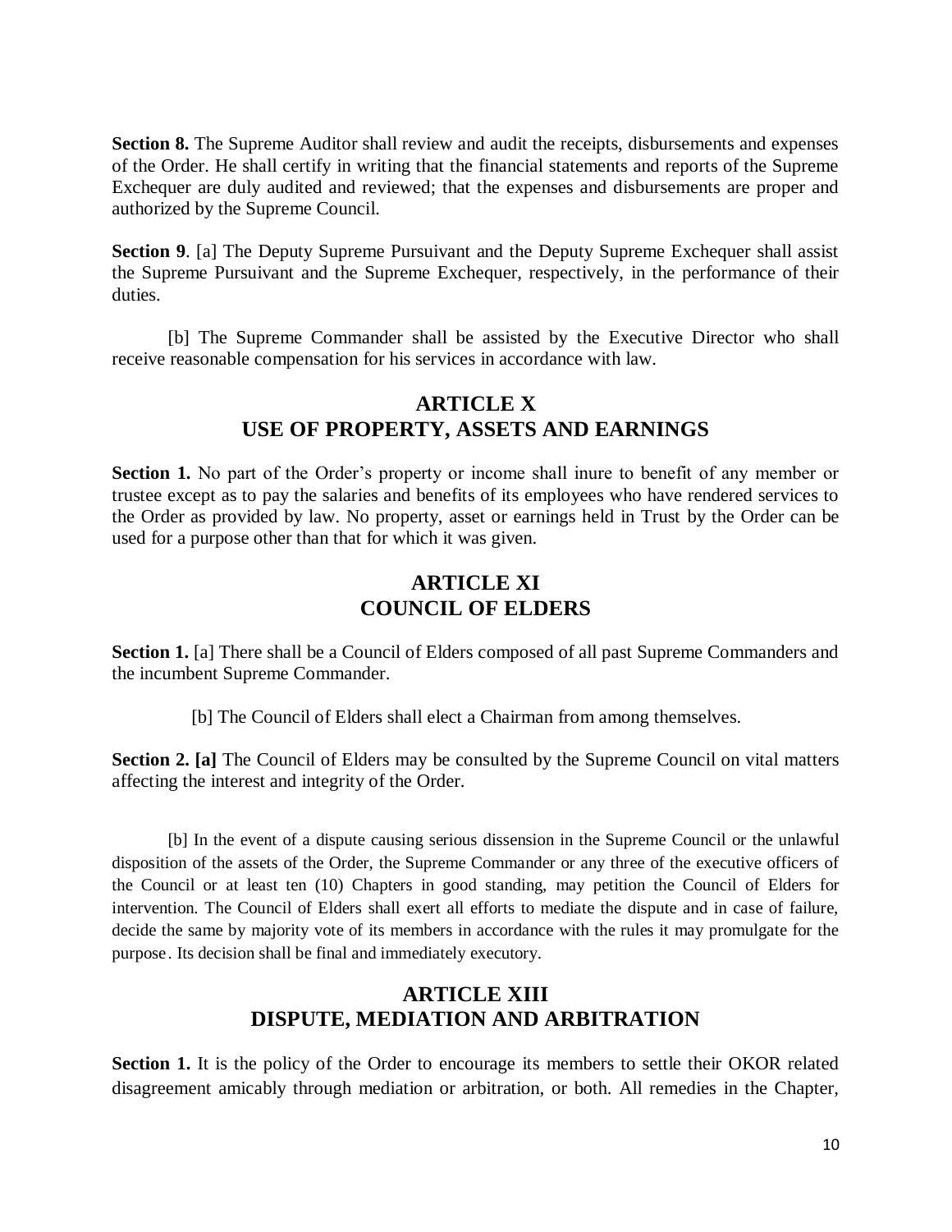**Section 8.** The Supreme Auditor shall review and audit the receipts, disbursements and expenses of the Order. He shall certify in writing that the financial statements and reports of the Supreme Exchequer are duly audited and reviewed; that the expenses and disbursements are proper and authorized by the Supreme Council.

**Section 9**. [a] The Deputy Supreme Pursuivant and the Deputy Supreme Exchequer shall assist the Supreme Pursuivant and the Supreme Exchequer, respectively, in the performance of their duties.

[b] The Supreme Commander shall be assisted by the Executive Director who shall receive reasonable compensation for his services in accordance with law.

## ARTICLE X
## USE OF PROPERTY, ASSETS AND EARNINGS

**Section 1.** No part of the Order's property or income shall inure to benefit of any member or trustee except as to pay the salaries and benefits of its employees who have rendered services to the Order as provided by law. No property, asset or earnings held in Trust by the Order can be used for a purpose other than that for which it was given.

## ARTICLE XI
## COUNCIL OF ELDERS

**Section 1.** [a] There shall be a Council of Elders composed of all past Supreme Commanders and the incumbent Supreme Commander.

[b] The Council of Elders shall elect a Chairman from among themselves.

**Section 2. [a]** The Council of Elders may be consulted by the Supreme Council on vital matters affecting the interest and integrity of the Order.

[b] In the event of a dispute causing serious dissension in the Supreme Council or the unlawful disposition of the assets of the Order, the Supreme Commander or any three of the executive officers of the Council or at least ten (10) Chapters in good standing, may petition the Council of Elders for intervention. The Council of Elders shall exert all efforts to mediate the dispute and in case of failure, decide the same by majority vote of its members in accordance with the rules it may promulgate for the purpose. Its decision shall be final and immediately executory.

## ARTICLE XIII
## DISPUTE, MEDIATION AND ARBITRATION

**Section 1.** It is the policy of the Order to encourage its members to settle their OKOR related disagreement amicably through mediation or arbitration, or both. All remedies in the Chapter,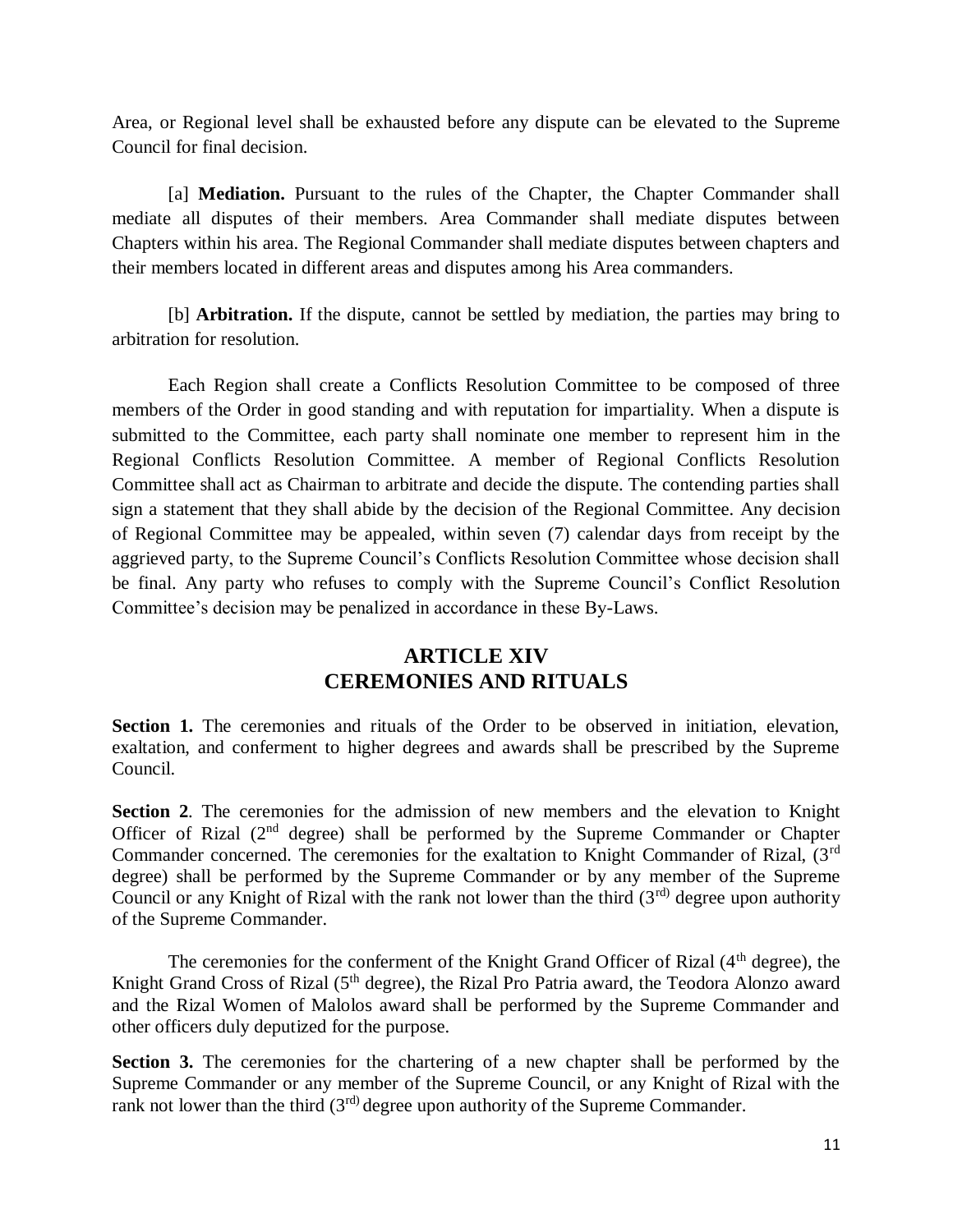Area, or Regional level shall be exhausted before any dispute can be elevated to the Supreme Council for final decision.

[a] **Mediation.** Pursuant to the rules of the Chapter, the Chapter Commander shall mediate all disputes of their members. Area Commander shall mediate disputes between Chapters within his area. The Regional Commander shall mediate disputes between chapters and their members located in different areas and disputes among his Area commanders.

[b] **Arbitration.** If the dispute, cannot be settled by mediation, the parties may bring to arbitration for resolution.

Each Region shall create a Conflicts Resolution Committee to be composed of three members of the Order in good standing and with reputation for impartiality. When a dispute is submitted to the Committee, each party shall nominate one member to represent him in the Regional Conflicts Resolution Committee. A member of Regional Conflicts Resolution Committee shall act as Chairman to arbitrate and decide the dispute. The contending parties shall sign a statement that they shall abide by the decision of the Regional Committee. Any decision of Regional Committee may be appealed, within seven (7) calendar days from receipt by the aggrieved party, to the Supreme Council's Conflicts Resolution Committee whose decision shall be final. Any party who refuses to comply with the Supreme Council's Conflict Resolution Committee's decision may be penalized in accordance in these By-Laws.

## ARTICLE XIV
## CEREMONIES AND RITUALS

**Section 1.** The ceremonies and rituals of the Order to be observed in initiation, elevation, exaltation, and conferment to higher degrees and awards shall be prescribed by the Supreme Council.

**Section 2**. The ceremonies for the admission of new members and the elevation to Knight Officer of Rizal (2nd degree) shall be performed by the Supreme Commander or Chapter Commander concerned. The ceremonies for the exaltation to Knight Commander of Rizal, (3rd degree) shall be performed by the Supreme Commander or by any member of the Supreme Council or any Knight of Rizal with the rank not lower than the third (3rd) degree upon authority of the Supreme Commander.

The ceremonies for the conferment of the Knight Grand Officer of Rizal (4th degree), the Knight Grand Cross of Rizal (5th degree), the Rizal Pro Patria award, the Teodora Alonzo award and the Rizal Women of Malolos award shall be performed by the Supreme Commander and other officers duly deputized for the purpose.

**Section 3.** The ceremonies for the chartering of a new chapter shall be performed by the Supreme Commander or any member of the Supreme Council, or any Knight of Rizal with the rank not lower than the third (3rd) degree upon authority of the Supreme Commander.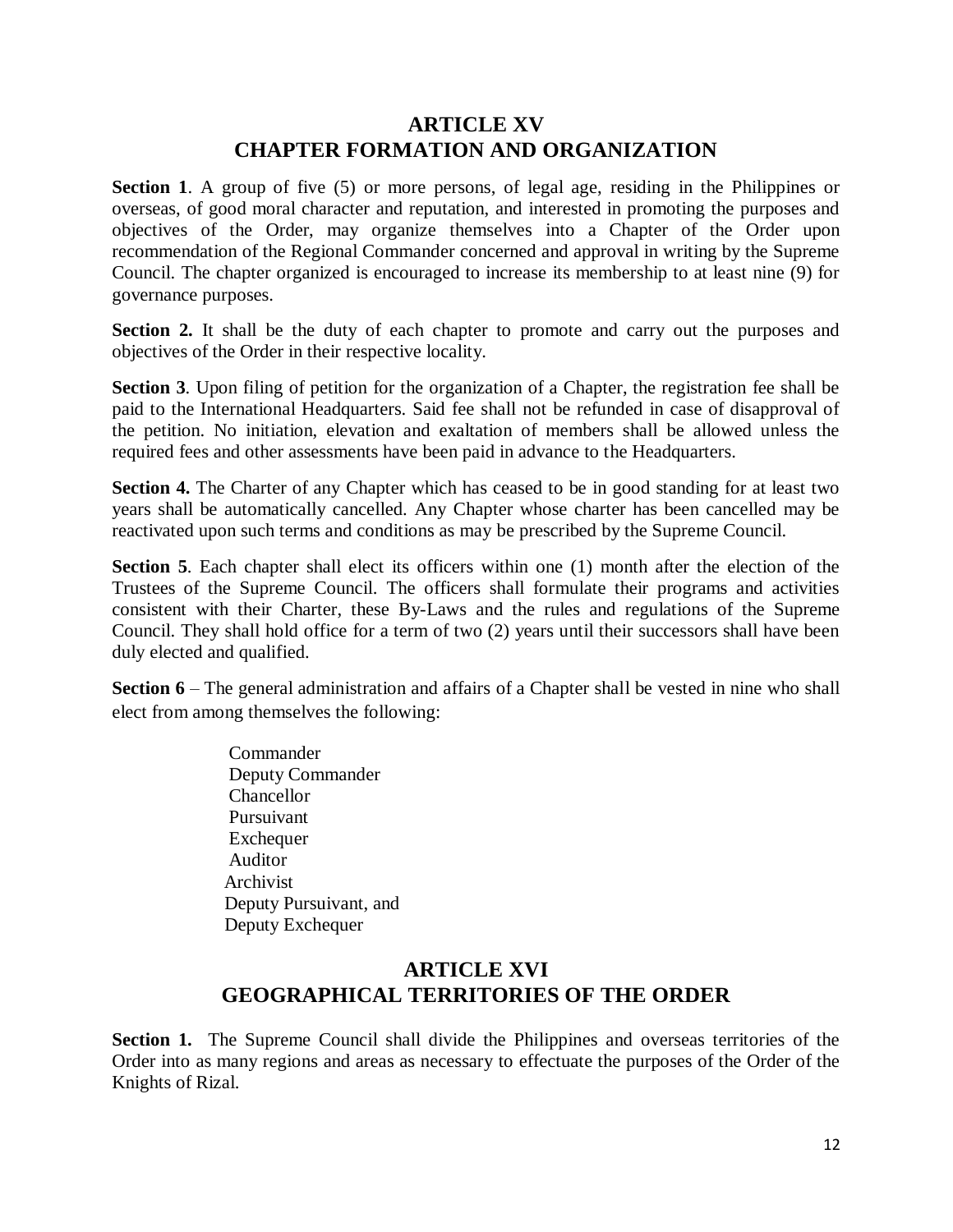## ARTICLE XV
## CHAPTER FORMATION AND ORGANIZATION

**Section 1**. A group of five (5) or more persons, of legal age, residing in the Philippines or overseas, of good moral character and reputation, and interested in promoting the purposes and objectives of the Order, may organize themselves into a Chapter of the Order upon recommendation of the Regional Commander concerned and approval in writing by the Supreme Council. The chapter organized is encouraged to increase its membership to at least nine (9) for governance purposes.

**Section 2.** It shall be the duty of each chapter to promote and carry out the purposes and objectives of the Order in their respective locality.

**Section 3**. Upon filing of petition for the organization of a Chapter, the registration fee shall be paid to the International Headquarters. Said fee shall not be refunded in case of disapproval of the petition. No initiation, elevation and exaltation of members shall be allowed unless the required fees and other assessments have been paid in advance to the Headquarters.

**Section 4.** The Charter of any Chapter which has ceased to be in good standing for at least two years shall be automatically cancelled. Any Chapter whose charter has been cancelled may be reactivated upon such terms and conditions as may be prescribed by the Supreme Council.

**Section 5**. Each chapter shall elect its officers within one (1) month after the election of the Trustees of the Supreme Council. The officers shall formulate their programs and activities consistent with their Charter, these By-Laws and the rules and regulations of the Supreme Council. They shall hold office for a term of two (2) years until their successors shall have been duly elected and qualified.

**Section 6** – The general administration and affairs of a Chapter shall be vested in nine who shall elect from among themselves the following:

- Commander
- Deputy Commander
- Chancellor
- Pursuivant
- Exchequer
- Auditor
- Archivist
- Deputy Pursuivant, and
- Deputy Exchequer

## ARTICLE XVI
## GEOGRAPHICAL TERRITORIES OF THE ORDER

**Section 1.** The Supreme Council shall divide the Philippines and overseas territories of the Order into as many regions and areas as necessary to effectuate the purposes of the Order of the Knights of Rizal.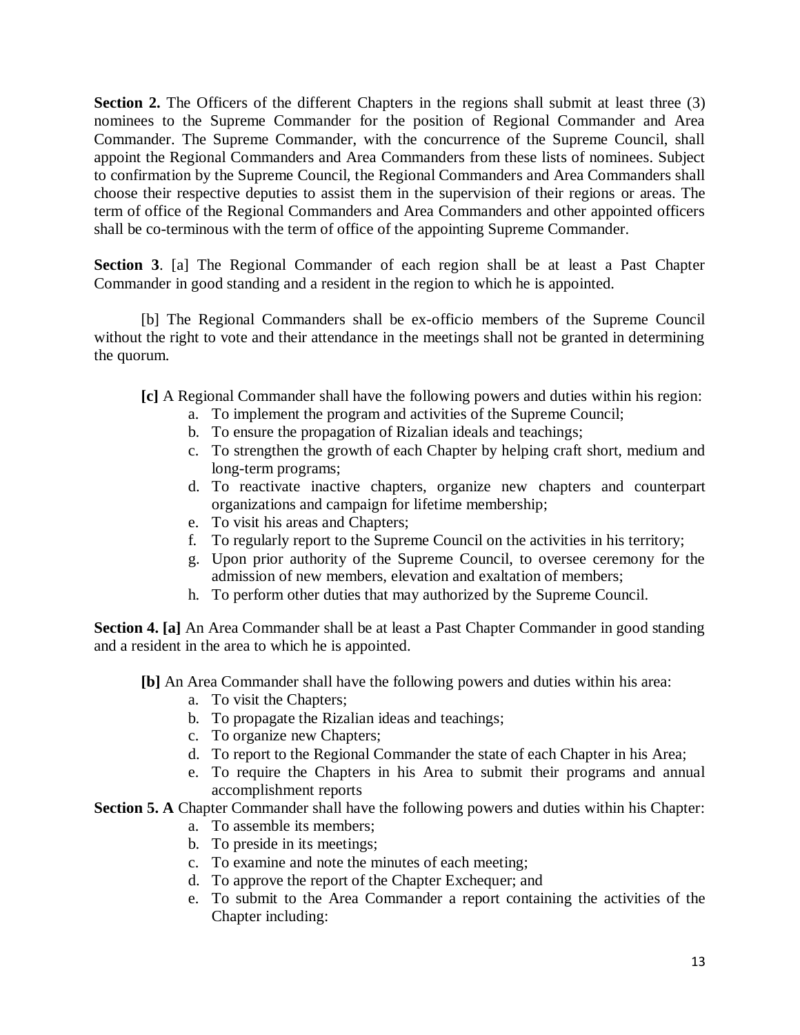**Section 2.** The Officers of the different Chapters in the regions shall submit at least three (3) nominees to the Supreme Commander for the position of Regional Commander and Area Commander. The Supreme Commander, with the concurrence of the Supreme Council, shall appoint the Regional Commanders and Area Commanders from these lists of nominees. Subject to confirmation by the Supreme Council, the Regional Commanders and Area Commanders shall choose their respective deputies to assist them in the supervision of their regions or areas. The term of office of the Regional Commanders and Area Commanders and other appointed officers shall be co-terminous with the term of office of the appointing Supreme Commander.

**Section 3**. [a] The Regional Commander of each region shall be at least a Past Chapter Commander in good standing and a resident in the region to which he is appointed.

[b] The Regional Commanders shall be ex-officio members of the Supreme Council without the right to vote and their attendance in the meetings shall not be granted in determining the quorum.

**[c]** A Regional Commander shall have the following powers and duties within his region:

a. To implement the program and activities of the Supreme Council;
b. To ensure the propagation of Rizalian ideals and teachings;
c. To strengthen the growth of each Chapter by helping craft short, medium and long-term programs;
d. To reactivate inactive chapters, organize new chapters and counterpart organizations and campaign for lifetime membership;
e. To visit his areas and Chapters;
f. To regularly report to the Supreme Council on the activities in his territory;
g. Upon prior authority of the Supreme Council, to oversee ceremony for the admission of new members, elevation and exaltation of members;
h. To perform other duties that may authorized by the Supreme Council.

**Section 4. [a]** An Area Commander shall be at least a Past Chapter Commander in good standing and a resident in the area to which he is appointed.

**[b]** An Area Commander shall have the following powers and duties within his area:

a. To visit the Chapters;
b. To propagate the Rizalian ideas and teachings;
c. To organize new Chapters;
d. To report to the Regional Commander the state of each Chapter in his Area;
e. To require the Chapters in his Area to submit their programs and annual accomplishment reports

**Section 5. A** Chapter Commander shall have the following powers and duties within his Chapter:

a. To assemble its members;
b. To preside in its meetings;
c. To examine and note the minutes of each meeting;
d. To approve the report of the Chapter Exchequer; and
e. To submit to the Area Commander a report containing the activities of the Chapter including: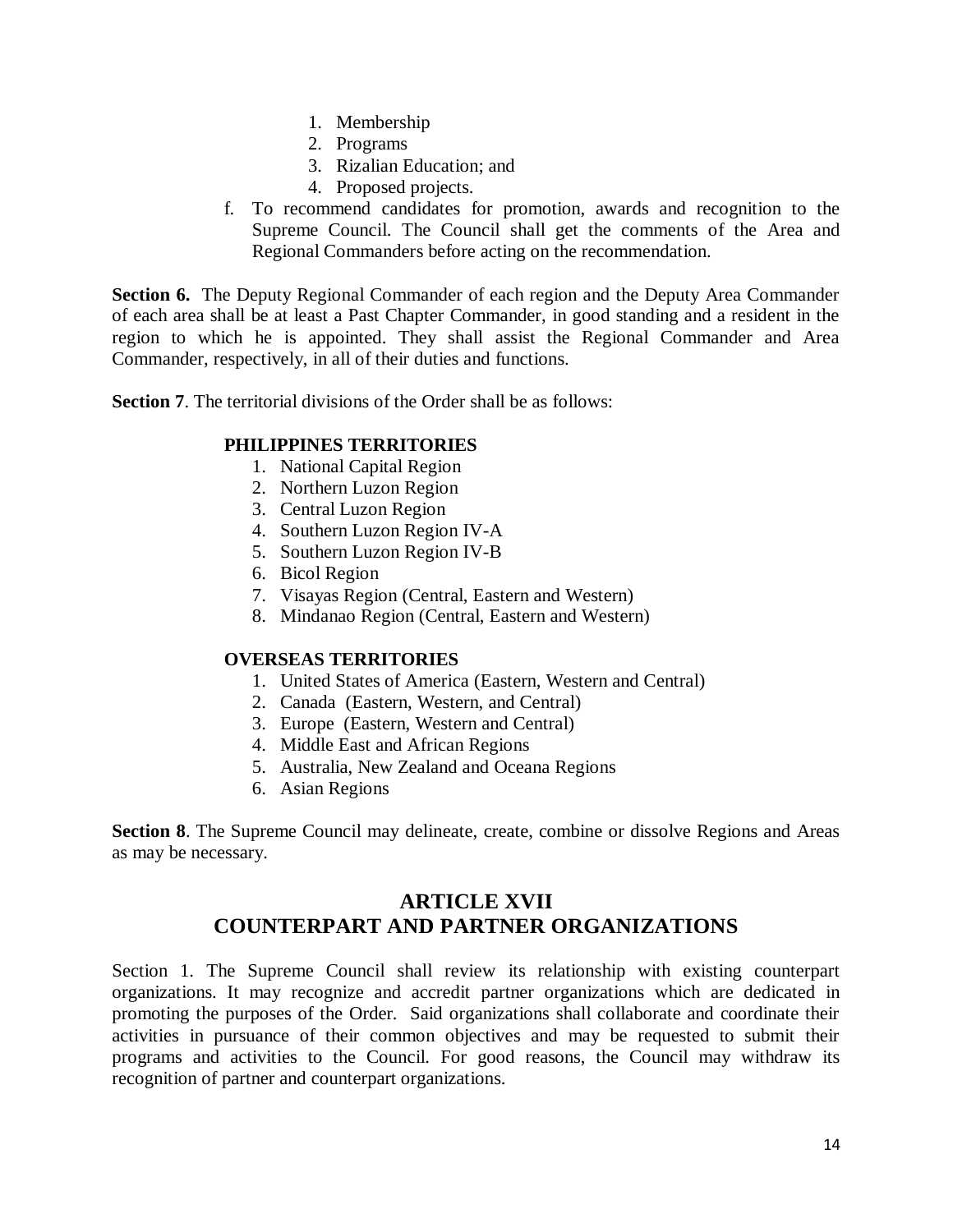1. Membership
   2. Programs
   3. Rizalian Education; and
   4. Proposed projects.

f. To recommend candidates for promotion, awards and recognition to the Supreme Council. The Council shall get the comments of the Area and Regional Commanders before acting on the recommendation.

**Section 6.** The Deputy Regional Commander of each region and the Deputy Area Commander of each area shall be at least a Past Chapter Commander, in good standing and a resident in the region to which he is appointed. They shall assist the Regional Commander and Area Commander, respectively, in all of their duties and functions.

**Section 7**. The territorial divisions of the Order shall be as follows:

**PHILIPPINES TERRITORIES**

1. National Capital Region
2. Northern Luzon Region
3. Central Luzon Region
4. Southern Luzon Region IV-A
5. Southern Luzon Region IV-B
6. Bicol Region
7. Visayas Region (Central, Eastern and Western)
8. Mindanao Region (Central, Eastern and Western)

**OVERSEAS TERRITORIES**

1. United States of America (Eastern, Western and Central)
2. Canada (Eastern, Western, and Central)
3. Europe (Eastern, Western and Central)
4. Middle East and African Regions
5. Australia, New Zealand and Oceana Regions
6. Asian Regions

**Section 8**. The Supreme Council may delineate, create, combine or dissolve Regions and Areas as may be necessary.

## ARTICLE XVII
## COUNTERPART AND PARTNER ORGANIZATIONS

Section 1. The Supreme Council shall review its relationship with existing counterpart organizations. It may recognize and accredit partner organizations which are dedicated in promoting the purposes of the Order. Said organizations shall collaborate and coordinate their activities in pursuance of their common objectives and may be requested to submit their programs and activities to the Council. For good reasons, the Council may withdraw its recognition of partner and counterpart organizations.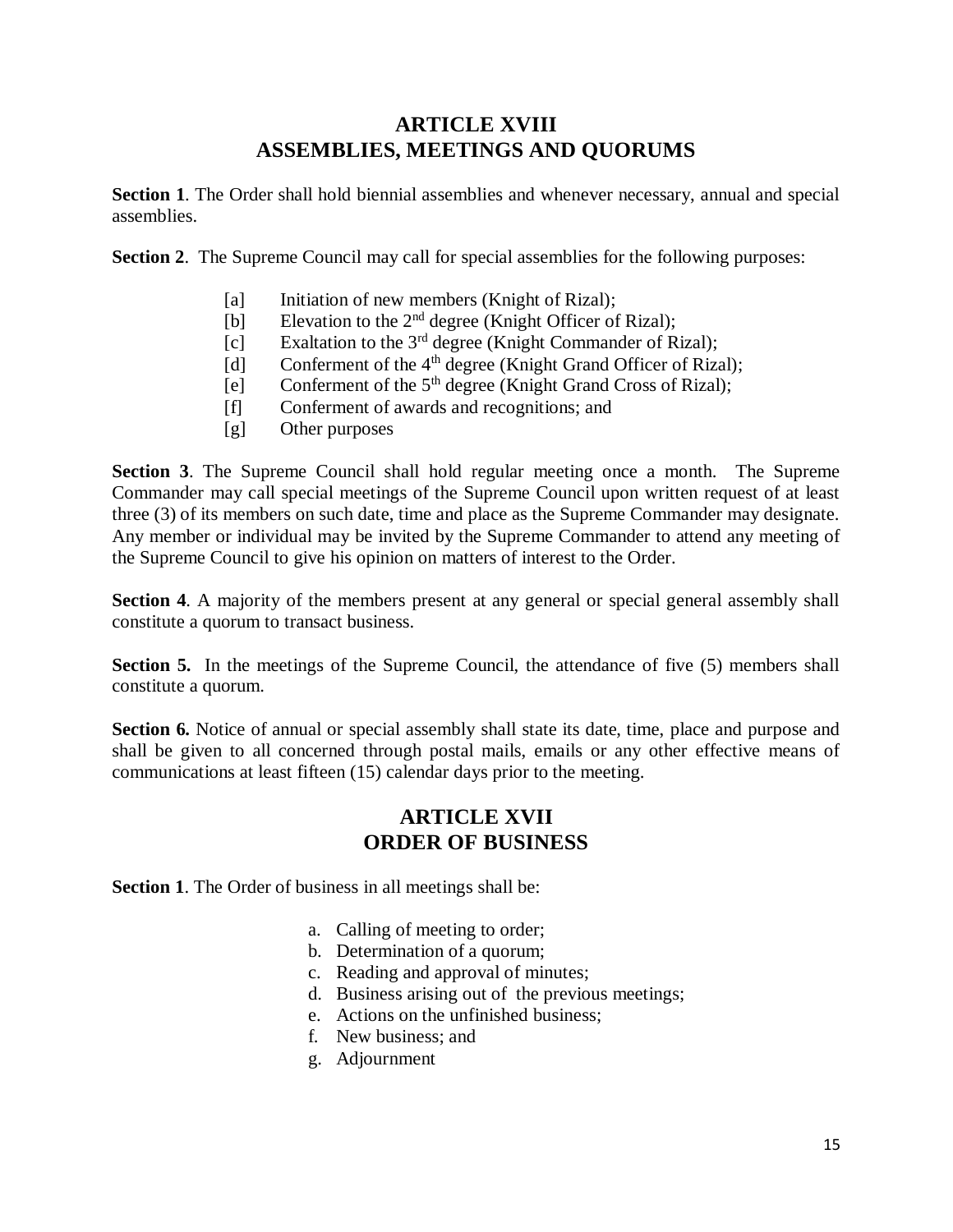## ARTICLE XVIII
## ASSEMBLIES, MEETINGS AND QUORUMS

**Section 1**. The Order shall hold biennial assemblies and whenever necessary, annual and special assemblies.

**Section 2**. The Supreme Council may call for special assemblies for the following purposes:

- [a] Initiation of new members (Knight of Rizal);
- [b] Elevation to the 2nd degree (Knight Officer of Rizal);
- [c] Exaltation to the 3rd degree (Knight Commander of Rizal);
- [d] Conferment of the 4th degree (Knight Grand Officer of Rizal);
- [e] Conferment of the 5th degree (Knight Grand Cross of Rizal);
- [f] Conferment of awards and recognitions; and
- [g] Other purposes

**Section 3**. The Supreme Council shall hold regular meeting once a month. The Supreme Commander may call special meetings of the Supreme Council upon written request of at least three (3) of its members on such date, time and place as the Supreme Commander may designate. Any member or individual may be invited by the Supreme Commander to attend any meeting of the Supreme Council to give his opinion on matters of interest to the Order.

**Section 4**. A majority of the members present at any general or special general assembly shall constitute a quorum to transact business.

**Section 5.** In the meetings of the Supreme Council, the attendance of five (5) members shall constitute a quorum.

**Section 6.** Notice of annual or special assembly shall state its date, time, place and purpose and shall be given to all concerned through postal mails, emails or any other effective means of communications at least fifteen (15) calendar days prior to the meeting.

## ARTICLE XVII
## ORDER OF BUSINESS

**Section 1**. The Order of business in all meetings shall be:

a. Calling of meeting to order;
b. Determination of a quorum;
c. Reading and approval of minutes;
d. Business arising out of the previous meetings;
e. Actions on the unfinished business;
f. New business; and
g. Adjournment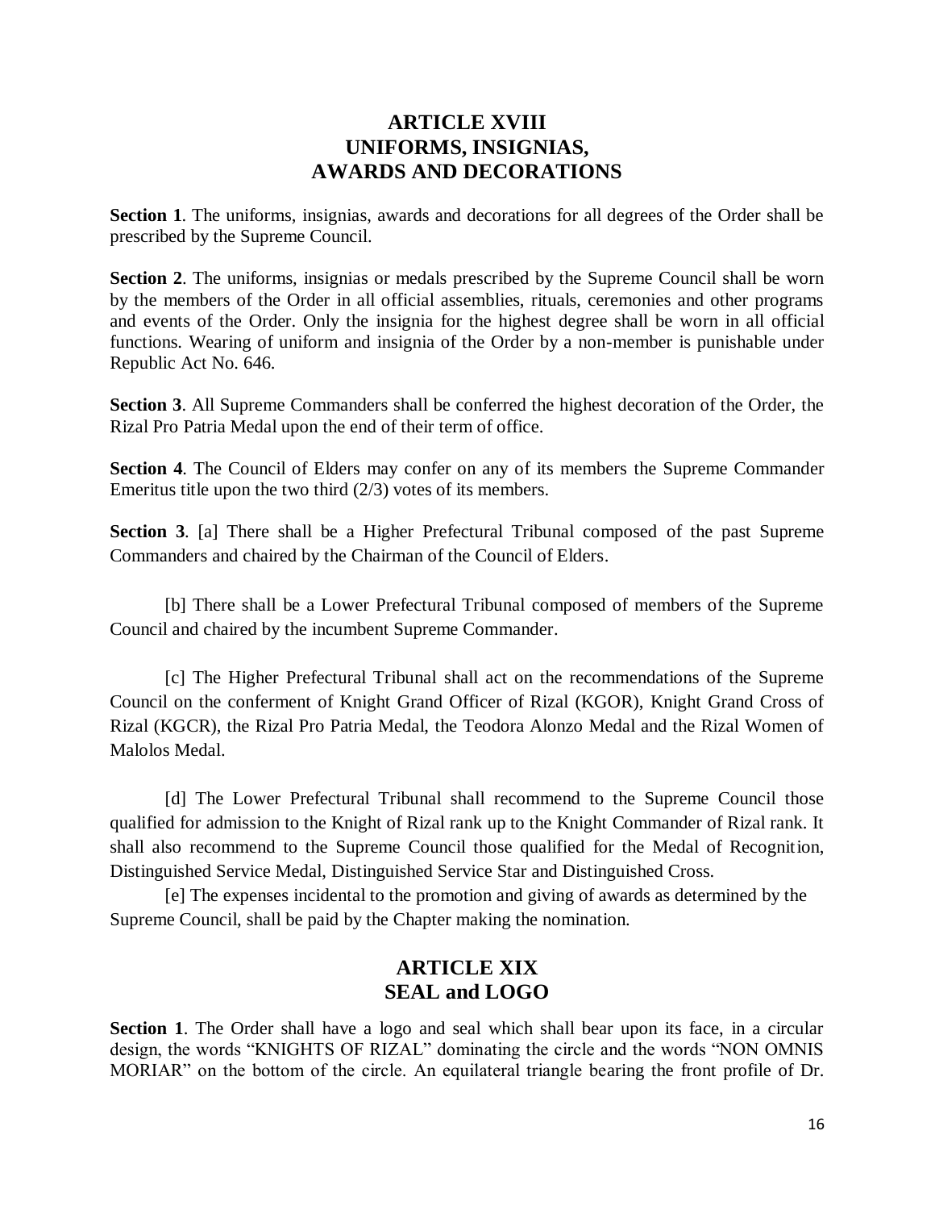## ARTICLE XVIII
## UNIFORMS, INSIGNIAS,
## AWARDS AND DECORATIONS

**Section 1**. The uniforms, insignias, awards and decorations for all degrees of the Order shall be prescribed by the Supreme Council.

**Section 2**. The uniforms, insignias or medals prescribed by the Supreme Council shall be worn by the members of the Order in all official assemblies, rituals, ceremonies and other programs and events of the Order. Only the insignia for the highest degree shall be worn in all official functions. Wearing of uniform and insignia of the Order by a non-member is punishable under Republic Act No. 646.

**Section 3**. All Supreme Commanders shall be conferred the highest decoration of the Order, the Rizal Pro Patria Medal upon the end of their term of office.

**Section 4**. The Council of Elders may confer on any of its members the Supreme Commander Emeritus title upon the two third (2/3) votes of its members.

**Section 3**. [a] There shall be a Higher Prefectural Tribunal composed of the past Supreme Commanders and chaired by the Chairman of the Council of Elders.

[b] There shall be a Lower Prefectural Tribunal composed of members of the Supreme Council and chaired by the incumbent Supreme Commander.

[c] The Higher Prefectural Tribunal shall act on the recommendations of the Supreme Council on the conferment of Knight Grand Officer of Rizal (KGOR), Knight Grand Cross of Rizal (KGCR), the Rizal Pro Patria Medal, the Teodora Alonzo Medal and the Rizal Women of Malolos Medal.

[d] The Lower Prefectural Tribunal shall recommend to the Supreme Council those qualified for admission to the Knight of Rizal rank up to the Knight Commander of Rizal rank. It shall also recommend to the Supreme Council those qualified for the Medal of Recognition, Distinguished Service Medal, Distinguished Service Star and Distinguished Cross.

[e] The expenses incidental to the promotion and giving of awards as determined by the Supreme Council, shall be paid by the Chapter making the nomination.

## ARTICLE XIX
## SEAL and LOGO

**Section 1**. The Order shall have a logo and seal which shall bear upon its face, in a circular design, the words "KNIGHTS OF RIZAL" dominating the circle and the words "NON OMNIS MORIAR" on the bottom of the circle. An equilateral triangle bearing the front profile of Dr.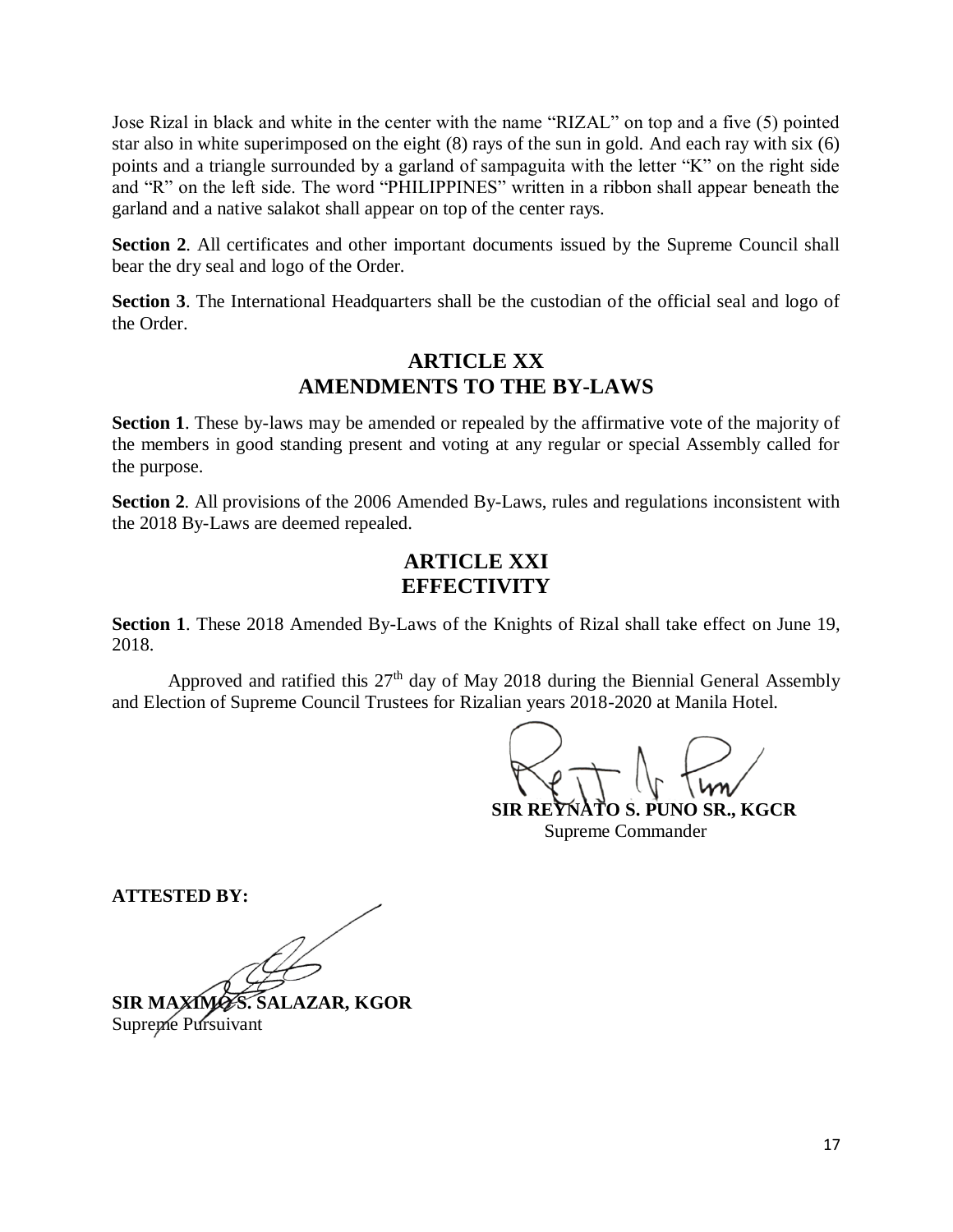Jose Rizal in black and white in the center with the name "RIZAL" on top and a five (5) pointed star also in white superimposed on the eight (8) rays of the sun in gold. And each ray with six (6) points and a triangle surrounded by a garland of sampaguita with the letter "K" on the right side and "R" on the left side. The word "PHILIPPINES" written in a ribbon shall appear beneath the garland and a native salakot shall appear on top of the center rays.

**Section 2**. All certificates and other important documents issued by the Supreme Council shall bear the dry seal and logo of the Order.

**Section 3**. The International Headquarters shall be the custodian of the official seal and logo of the Order.

## ARTICLE XX
## AMENDMENTS TO THE BY-LAWS

**Section 1**. These by-laws may be amended or repealed by the affirmative vote of the majority of the members in good standing present and voting at any regular or special Assembly called for the purpose.

**Section 2**. All provisions of the 2006 Amended By-Laws, rules and regulations inconsistent with the 2018 By-Laws are deemed repealed.

## ARTICLE XXI
## EFFECTIVITY

**Section 1**. These 2018 Amended By-Laws of the Knights of Rizal shall take effect on June 19, 2018.

Approved and ratified this 27th day of May 2018 during the Biennial General Assembly and Election of Supreme Council Trustees for Rizalian years 2018-2020 at Manila Hotel.

**SIR REYNATO S. PUNO SR., KGCR**
Supreme Commander

**ATTESTED BY:**

**SIR MAXIMO S. SALAZAR, KGOR**
Supreme Pursuivant